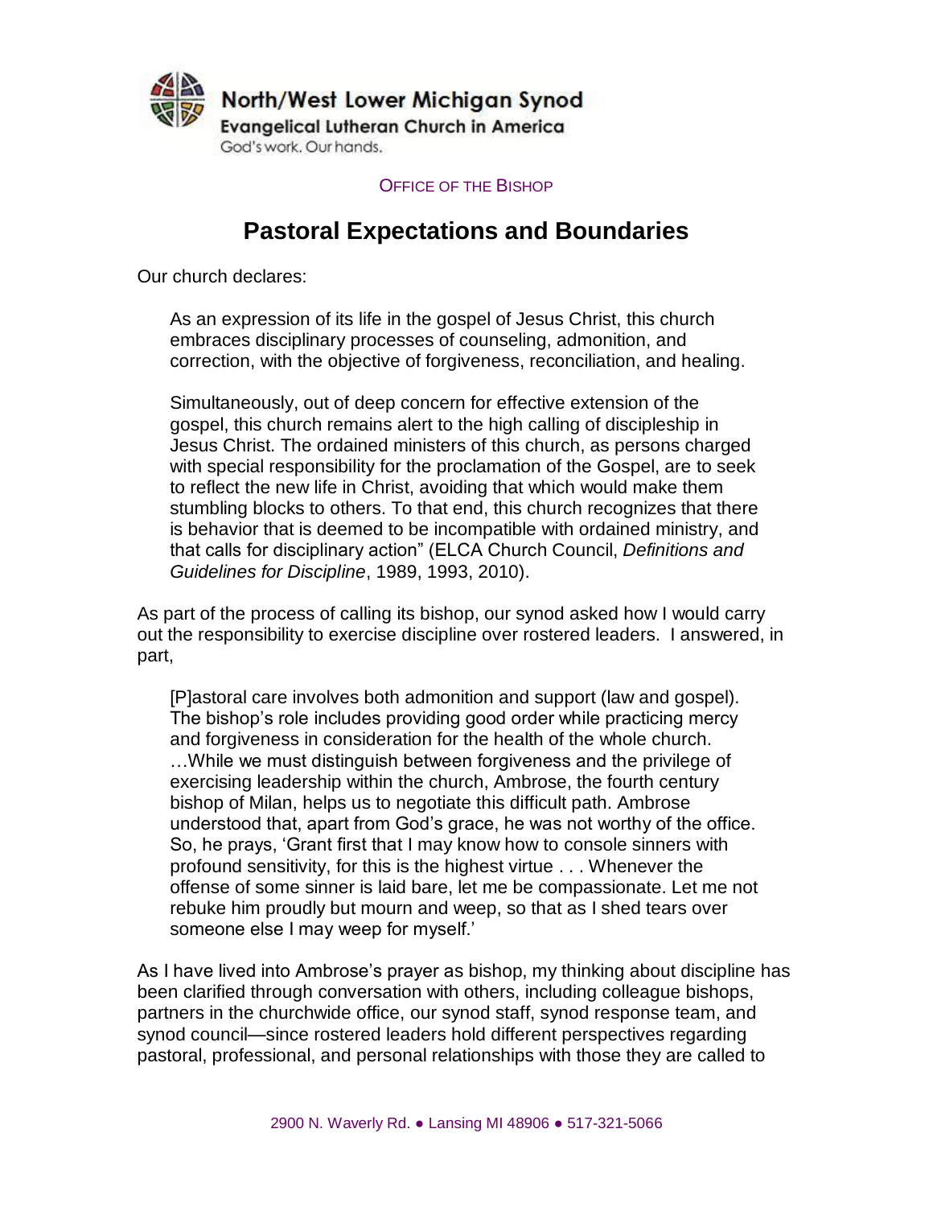North/West Lower Michigan Synod

Evangelical Lutheran Church in America

God's work. Our hands.

OFFICE OF THE BISHOP

# Pastoral Expectations and Boundaries

Our church declares:

> As an expression of its life in the gospel of Jesus Christ, this church embraces disciplinary processes of counseling, admonition, and correction, with the objective of forgiveness, reconciliation, and healing.
>
> Simultaneously, out of deep concern for effective extension of the gospel, this church remains alert to the high calling of discipleship in Jesus Christ. The ordained ministers of this church, as persons charged with special responsibility for the proclamation of the Gospel, are to seek to reflect the new life in Christ, avoiding that which would make them stumbling blocks to others. To that end, this church recognizes that there is behavior that is deemed to be incompatible with ordained ministry, and that calls for disciplinary action" (ELCA Church Council, *Definitions and Guidelines for Discipline*, 1989, 1993, 2010).

As part of the process of calling its bishop, our synod asked how I would carry out the responsibility to exercise discipline over rostered leaders. I answered, in part,

> [P]astoral care involves both admonition and support (law and gospel). The bishop's role includes providing good order while practicing mercy and forgiveness in consideration for the health of the whole church. …While we must distinguish between forgiveness and the privilege of exercising leadership within the church, Ambrose, the fourth century bishop of Milan, helps us to negotiate this difficult path. Ambrose understood that, apart from God's grace, he was not worthy of the office. So, he prays, 'Grant first that I may know how to console sinners with profound sensitivity, for this is the highest virtue . . . Whenever the offense of some sinner is laid bare, let me be compassionate. Let me not rebuke him proudly but mourn and weep, so that as I shed tears over someone else I may weep for myself.'

As I have lived into Ambrose's prayer as bishop, my thinking about discipline has been clarified through conversation with others, including colleague bishops, partners in the churchwide office, our synod staff, synod response team, and synod council—since rostered leaders hold different perspectives regarding pastoral, professional, and personal relationships with those they are called to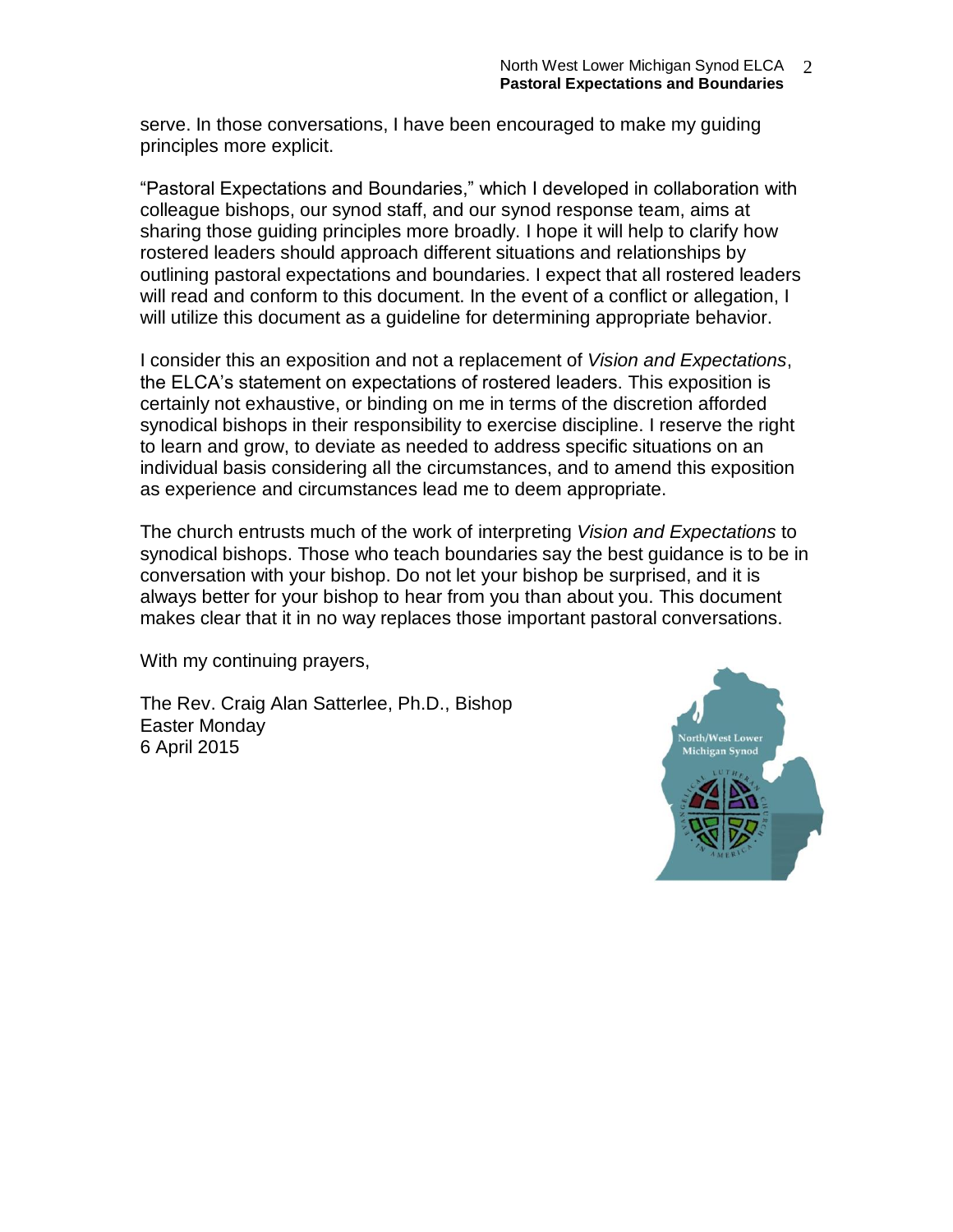serve. In those conversations, I have been encouraged to make my guiding principles more explicit.

“Pastoral Expectations and Boundaries,” which I developed in collaboration with colleague bishops, our synod staff, and our synod response team, aims at sharing those guiding principles more broadly. I hope it will help to clarify how rostered leaders should approach different situations and relationships by outlining pastoral expectations and boundaries. I expect that all rostered leaders will read and conform to this document. In the event of a conflict or allegation, I will utilize this document as a guideline for determining appropriate behavior.

I consider this an exposition and not a replacement of *Vision and Expectations*, the ELCA’s statement on expectations of rostered leaders. This exposition is certainly not exhaustive, or binding on me in terms of the discretion afforded synodical bishops in their responsibility to exercise discipline. I reserve the right to learn and grow, to deviate as needed to address specific situations on an individual basis considering all the circumstances, and to amend this exposition as experience and circumstances lead me to deem appropriate.

The church entrusts much of the work of interpreting *Vision and Expectations* to synodical bishops. Those who teach boundaries say the best guidance is to be in conversation with your bishop. Do not let your bishop be surprised, and it is always better for your bishop to hear from you than about you. This document makes clear that it in no way replaces those important pastoral conversations.

With my continuing prayers,

The Rev. Craig Alan Satterlee, Ph.D., Bishop
Easter Monday
6 April 2015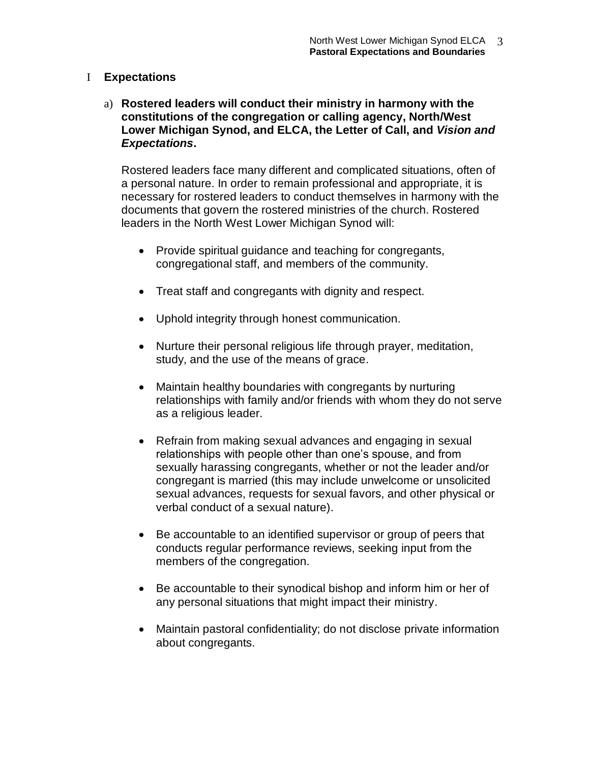# I Expectations

## a) Rostered leaders will conduct their ministry in harmony with the constitutions of the congregation or calling agency, North/West Lower Michigan Synod, and ELCA, the Letter of Call, and *Vision and Expectations*.

Rostered leaders face many different and complicated situations, often of a personal nature. In order to remain professional and appropriate, it is necessary for rostered leaders to conduct themselves in harmony with the documents that govern the rostered ministries of the church. Rostered leaders in the North West Lower Michigan Synod will:

- Provide spiritual guidance and teaching for congregants, congregational staff, and members of the community.
- Treat staff and congregants with dignity and respect.
- Uphold integrity through honest communication.
- Nurture their personal religious life through prayer, meditation, study, and the use of the means of grace.
- Maintain healthy boundaries with congregants by nurturing relationships with family and/or friends with whom they do not serve as a religious leader.
- Refrain from making sexual advances and engaging in sexual relationships with people other than one's spouse, and from sexually harassing congregants, whether or not the leader and/or congregant is married (this may include unwelcome or unsolicited sexual advances, requests for sexual favors, and other physical or verbal conduct of a sexual nature).
- Be accountable to an identified supervisor or group of peers that conducts regular performance reviews, seeking input from the members of the congregation.
- Be accountable to their synodical bishop and inform him or her of any personal situations that might impact their ministry.
- Maintain pastoral confidentiality; do not disclose private information about congregants.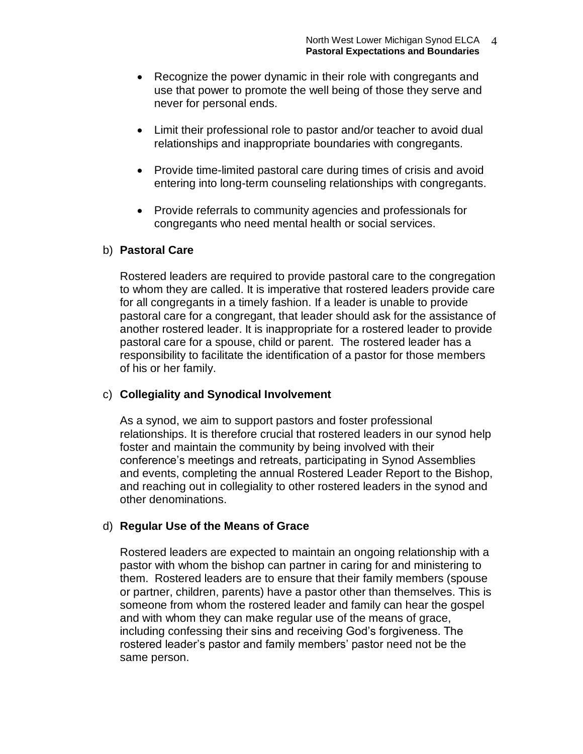- Recognize the power dynamic in their role with congregants and use that power to promote the well being of those they serve and never for personal ends.

- Limit their professional role to pastor and/or teacher to avoid dual relationships and inappropriate boundaries with congregants.

- Provide time-limited pastoral care during times of crisis and avoid entering into long-term counseling relationships with congregants.

- Provide referrals to community agencies and professionals for congregants who need mental health or social services.

b) **Pastoral Care**

Rostered leaders are required to provide pastoral care to the congregation to whom they are called. It is imperative that rostered leaders provide care for all congregants in a timely fashion. If a leader is unable to provide pastoral care for a congregant, that leader should ask for the assistance of another rostered leader. It is inappropriate for a rostered leader to provide pastoral care for a spouse, child or parent. The rostered leader has a responsibility to facilitate the identification of a pastor for those members of his or her family.

c) **Collegiality and Synodical Involvement**

As a synod, we aim to support pastors and foster professional relationships. It is therefore crucial that rostered leaders in our synod help foster and maintain the community by being involved with their conference's meetings and retreats, participating in Synod Assemblies and events, completing the annual Rostered Leader Report to the Bishop, and reaching out in collegiality to other rostered leaders in the synod and other denominations.

d) **Regular Use of the Means of Grace**

Rostered leaders are expected to maintain an ongoing relationship with a pastor with whom the bishop can partner in caring for and ministering to them. Rostered leaders are to ensure that their family members (spouse or partner, children, parents) have a pastor other than themselves. This is someone from whom the rostered leader and family can hear the gospel and with whom they can make regular use of the means of grace, including confessing their sins and receiving God's forgiveness. The rostered leader's pastor and family members' pastor need not be the same person.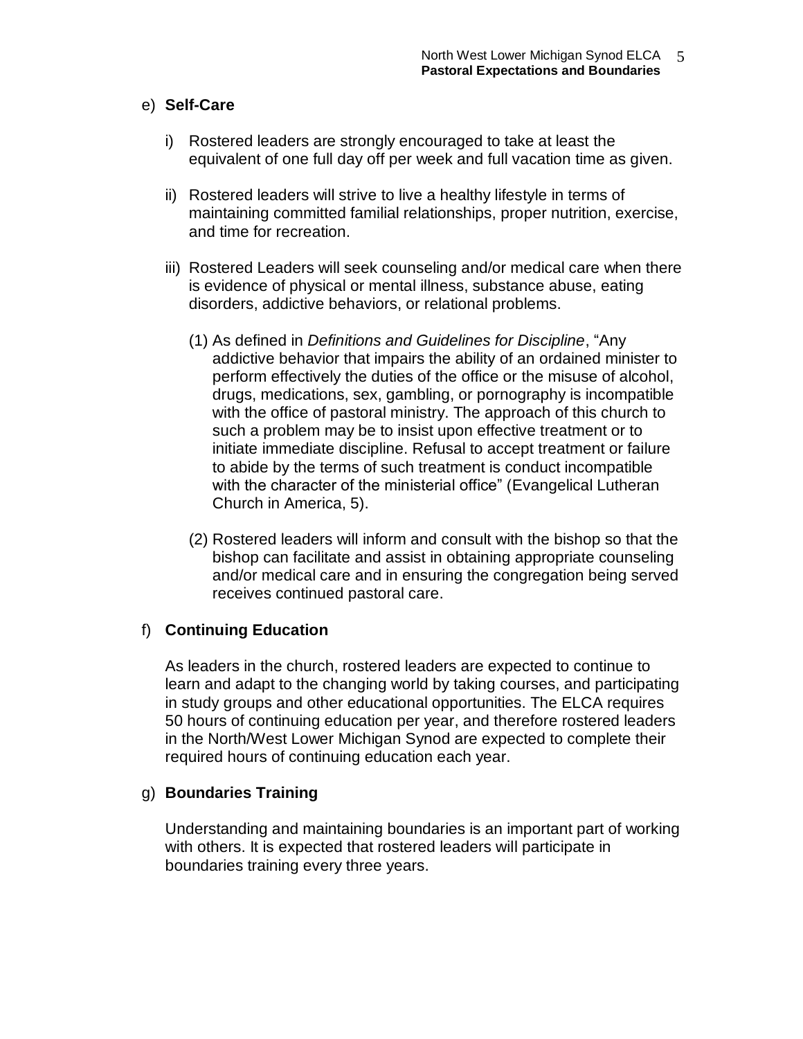e) **Self-Care**

   i) Rostered leaders are strongly encouraged to take at least the equivalent of one full day off per week and full vacation time as given.

   ii) Rostered leaders will strive to live a healthy lifestyle in terms of maintaining committed familial relationships, proper nutrition, exercise, and time for recreation.

   iii) Rostered Leaders will seek counseling and/or medical care when there is evidence of physical or mental illness, substance abuse, eating disorders, addictive behaviors, or relational problems.

      (1) As defined in *Definitions and Guidelines for Discipline*, "Any addictive behavior that impairs the ability of an ordained minister to perform effectively the duties of the office or the misuse of alcohol, drugs, medications, sex, gambling, or pornography is incompatible with the office of pastoral ministry. The approach of this church to such a problem may be to insist upon effective treatment or to initiate immediate discipline. Refusal to accept treatment or failure to abide by the terms of such treatment is conduct incompatible with the character of the ministerial office" (Evangelical Lutheran Church in America, 5).

      (2) Rostered leaders will inform and consult with the bishop so that the bishop can facilitate and assist in obtaining appropriate counseling and/or medical care and in ensuring the congregation being served receives continued pastoral care.

f) **Continuing Education**

As leaders in the church, rostered leaders are expected to continue to learn and adapt to the changing world by taking courses, and participating in study groups and other educational opportunities. The ELCA requires 50 hours of continuing education per year, and therefore rostered leaders in the North/West Lower Michigan Synod are expected to complete their required hours of continuing education each year.

g) **Boundaries Training**

Understanding and maintaining boundaries is an important part of working with others. It is expected that rostered leaders will participate in boundaries training every three years.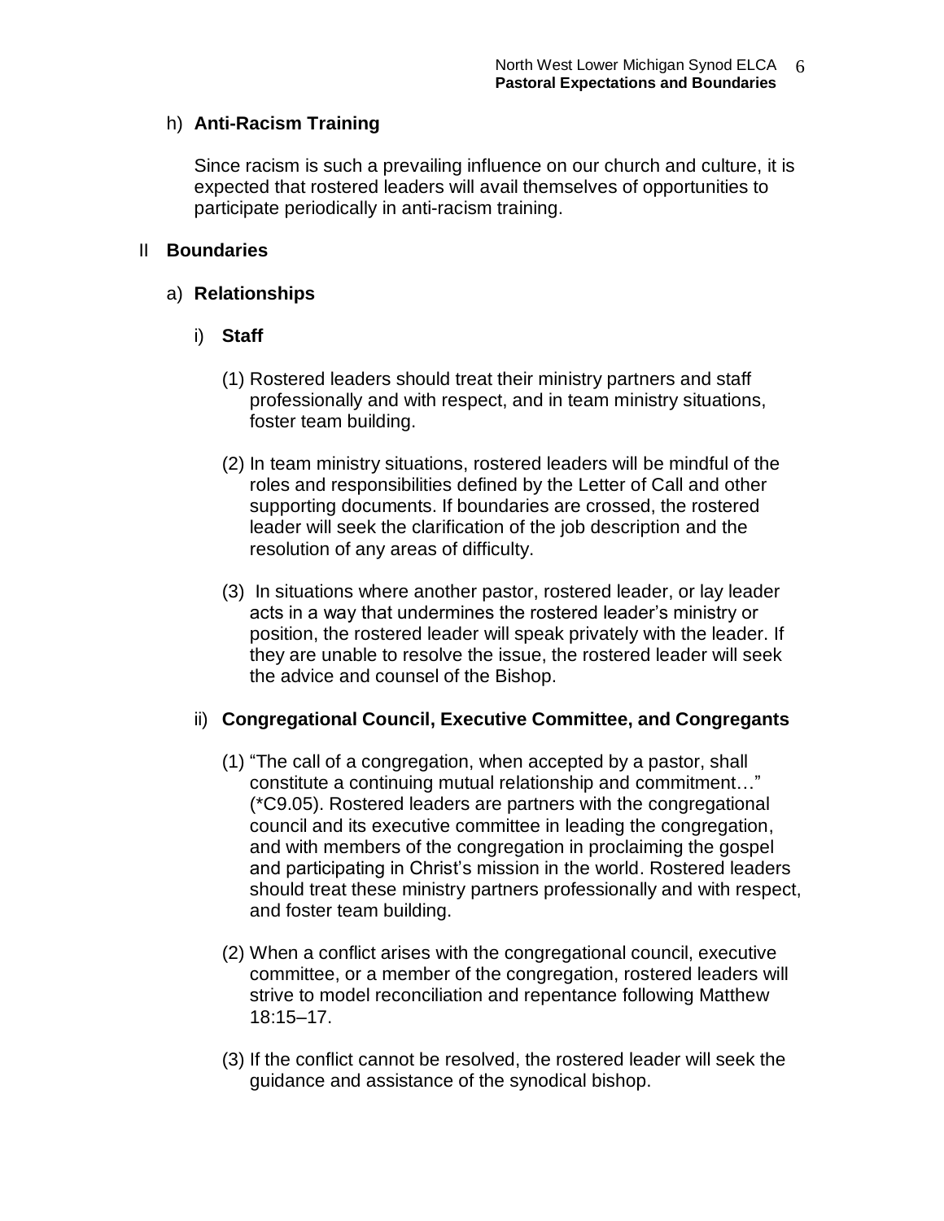h) **Anti-Racism Training**

Since racism is such a prevailing influence on our church and culture, it is expected that rostered leaders will avail themselves of opportunities to participate periodically in anti-racism training.

## II **Boundaries**

### a) **Relationships**

#### i) **Staff**

(1) Rostered leaders should treat their ministry partners and staff professionally and with respect, and in team ministry situations, foster team building.

(2) In team ministry situations, rostered leaders will be mindful of the roles and responsibilities defined by the Letter of Call and other supporting documents. If boundaries are crossed, the rostered leader will seek the clarification of the job description and the resolution of any areas of difficulty.

(3) In situations where another pastor, rostered leader, or lay leader acts in a way that undermines the rostered leader's ministry or position, the rostered leader will speak privately with the leader. If they are unable to resolve the issue, the rostered leader will seek the advice and counsel of the Bishop.

#### ii) **Congregational Council, Executive Committee, and Congregants**

(1) "The call of a congregation, when accepted by a pastor, shall constitute a continuing mutual relationship and commitment…" (*C9.05). Rostered leaders are partners with the congregational council and its executive committee in leading the congregation, and with members of the congregation in proclaiming the gospel and participating in Christ's mission in the world. Rostered leaders should treat these ministry partners professionally and with respect, and foster team building.

(2) When a conflict arises with the congregational council, executive committee, or a member of the congregation, rostered leaders will strive to model reconciliation and repentance following Matthew 18:15–17.

(3) If the conflict cannot be resolved, the rostered leader will seek the guidance and assistance of the synodical bishop.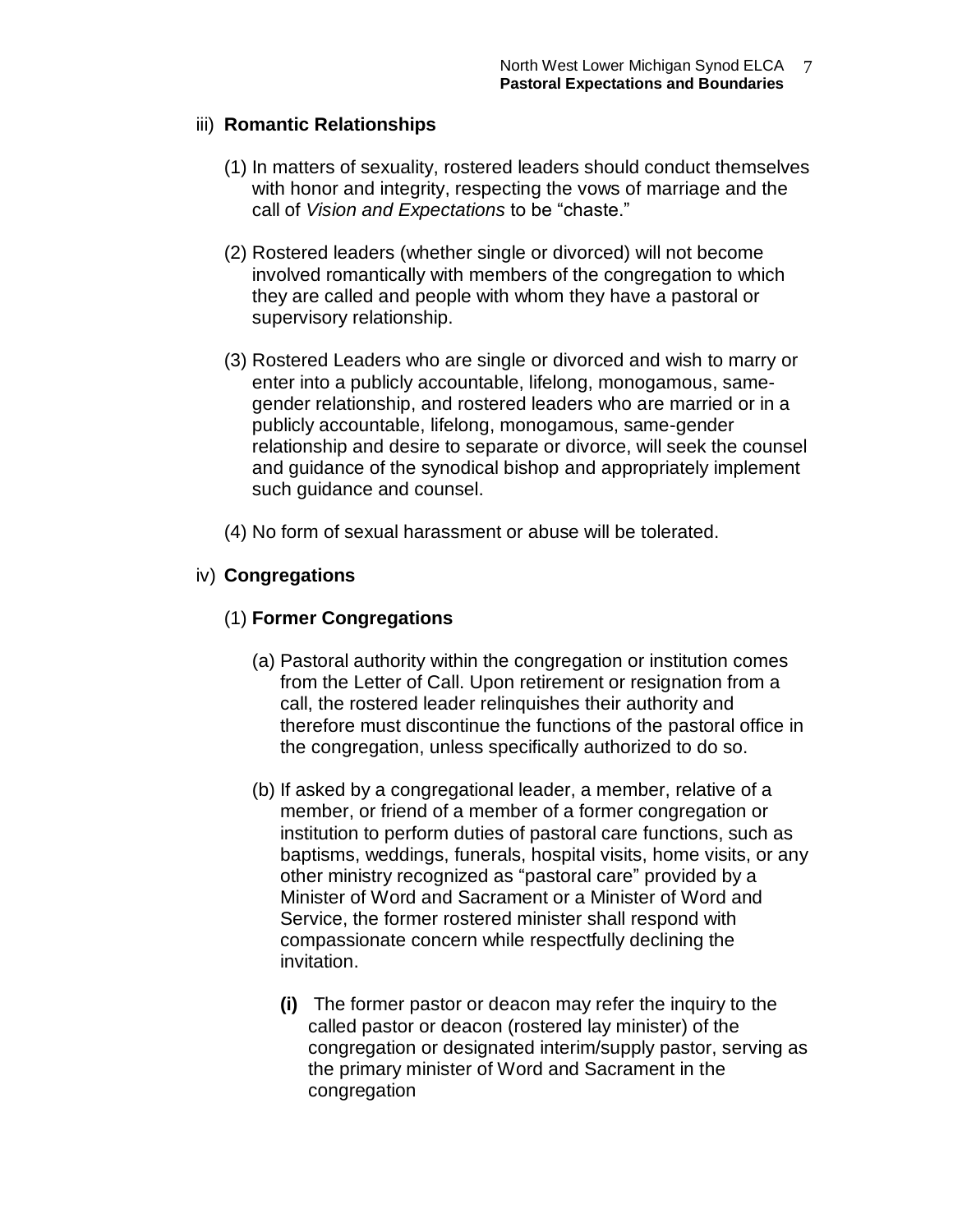iii) **Romantic Relationships**

(1) In matters of sexuality, rostered leaders should conduct themselves with honor and integrity, respecting the vows of marriage and the call of *Vision and Expectations* to be “chaste.”

(2) Rostered leaders (whether single or divorced) will not become involved romantically with members of the congregation to which they are called and people with whom they have a pastoral or supervisory relationship.

(3) Rostered Leaders who are single or divorced and wish to marry or enter into a publicly accountable, lifelong, monogamous, same-gender relationship, and rostered leaders who are married or in a publicly accountable, lifelong, monogamous, same-gender relationship and desire to separate or divorce, will seek the counsel and guidance of the synodical bishop and appropriately implement such guidance and counsel.

(4) No form of sexual harassment or abuse will be tolerated.

iv) **Congregations**

(1) **Former Congregations**

(a) Pastoral authority within the congregation or institution comes from the Letter of Call. Upon retirement or resignation from a call, the rostered leader relinquishes their authority and therefore must discontinue the functions of the pastoral office in the congregation, unless specifically authorized to do so.

(b) If asked by a congregational leader, a member, relative of a member, or friend of a member of a former congregation or institution to perform duties of pastoral care functions, such as baptisms, weddings, funerals, hospital visits, home visits, or any other ministry recognized as “pastoral care” provided by a Minister of Word and Sacrament or a Minister of Word and Service, the former rostered minister shall respond with compassionate concern while respectfully declining the invitation.

**(i)** The former pastor or deacon may refer the inquiry to the called pastor or deacon (rostered lay minister) of the congregation or designated interim/supply pastor, serving as the primary minister of Word and Sacrament in the congregation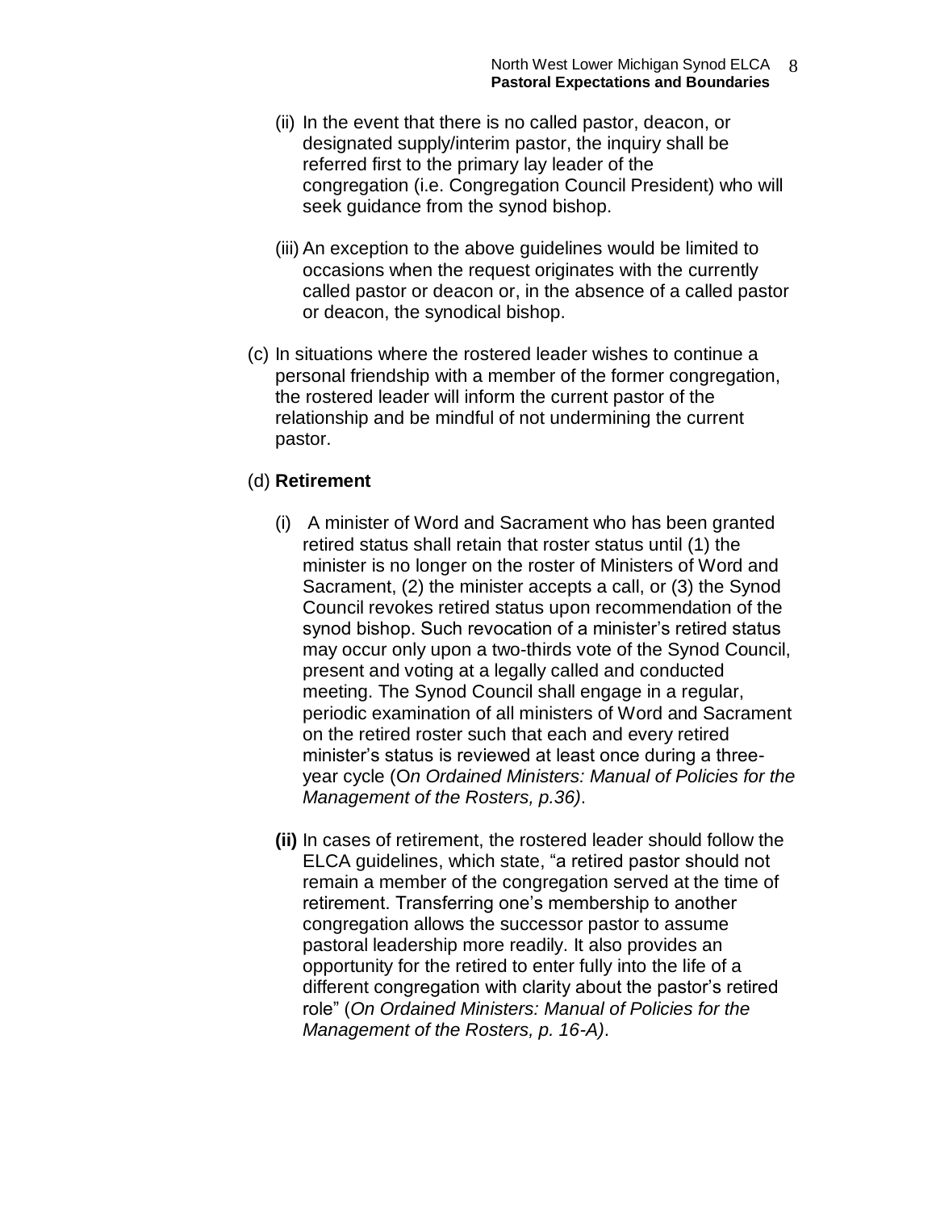(ii) In the event that there is no called pastor, deacon, or designated supply/interim pastor, the inquiry shall be referred first to the primary lay leader of the congregation (i.e. Congregation Council President) who will seek guidance from the synod bishop.

(iii) An exception to the above guidelines would be limited to occasions when the request originates with the currently called pastor or deacon or, in the absence of a called pastor or deacon, the synodical bishop.

(c) In situations where the rostered leader wishes to continue a personal friendship with a member of the former congregation, the rostered leader will inform the current pastor of the relationship and be mindful of not undermining the current pastor.

(d) **Retirement**

(i) A minister of Word and Sacrament who has been granted retired status shall retain that roster status until (1) the minister is no longer on the roster of Ministers of Word and Sacrament, (2) the minister accepts a call, or (3) the Synod Council revokes retired status upon recommendation of the synod bishop. Such revocation of a minister's retired status may occur only upon a two-thirds vote of the Synod Council, present and voting at a legally called and conducted meeting. The Synod Council shall engage in a regular, periodic examination of all ministers of Word and Sacrament on the retired roster such that each and every retired minister's status is reviewed at least once during a three-year cycle (O*n Ordained Ministers: Manual of Policies for the Management of the Rosters, p.36)*.

**(ii)** In cases of retirement, the rostered leader should follow the ELCA guidelines, which state, "a retired pastor should not remain a member of the congregation served at the time of retirement. Transferring one's membership to another congregation allows the successor pastor to assume pastoral leadership more readily. It also provides an opportunity for the retired to enter fully into the life of a different congregation with clarity about the pastor's retired role" (*On Ordained Ministers: Manual of Policies for the Management of the Rosters, p. 16-A)*.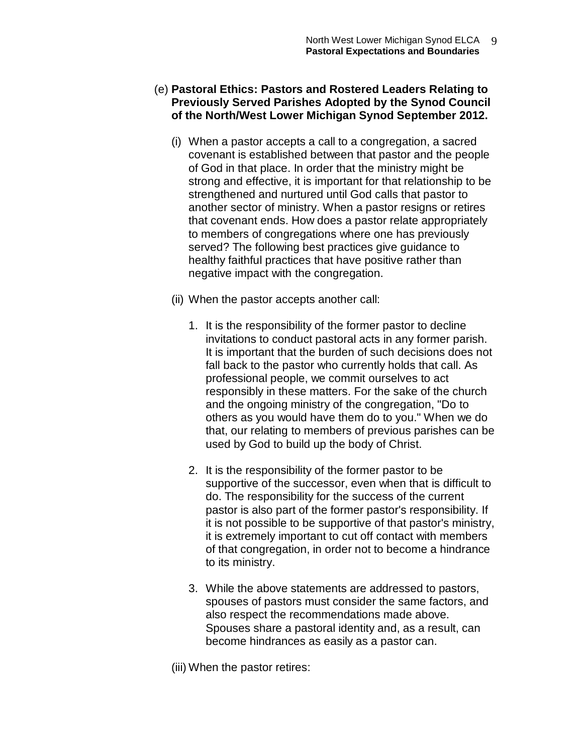(e) **Pastoral Ethics: Pastors and Rostered Leaders Relating to Previously Served Parishes Adopted by the Synod Council of the North/West Lower Michigan Synod September 2012.**

(i) When a pastor accepts a call to a congregation, a sacred covenant is established between that pastor and the people of God in that place. In order that the ministry might be strong and effective, it is important for that relationship to be strengthened and nurtured until God calls that pastor to another sector of ministry. When a pastor resigns or retires that covenant ends. How does a pastor relate appropriately to members of congregations where one has previously served? The following best practices give guidance to healthy faithful practices that have positive rather than negative impact with the congregation.

(ii) When the pastor accepts another call:

1. It is the responsibility of the former pastor to decline invitations to conduct pastoral acts in any former parish. It is important that the burden of such decisions does not fall back to the pastor who currently holds that call. As professional people, we commit ourselves to act responsibly in these matters. For the sake of the church and the ongoing ministry of the congregation, "Do to others as you would have them do to you." When we do that, our relating to members of previous parishes can be used by God to build up the body of Christ.

2. It is the responsibility of the former pastor to be supportive of the successor, even when that is difficult to do. The responsibility for the success of the current pastor is also part of the former pastor's responsibility. If it is not possible to be supportive of that pastor's ministry, it is extremely important to cut off contact with members of that congregation, in order not to become a hindrance to its ministry.

3. While the above statements are addressed to pastors, spouses of pastors must consider the same factors, and also respect the recommendations made above. Spouses share a pastoral identity and, as a result, can become hindrances as easily as a pastor can.

(iii) When the pastor retires: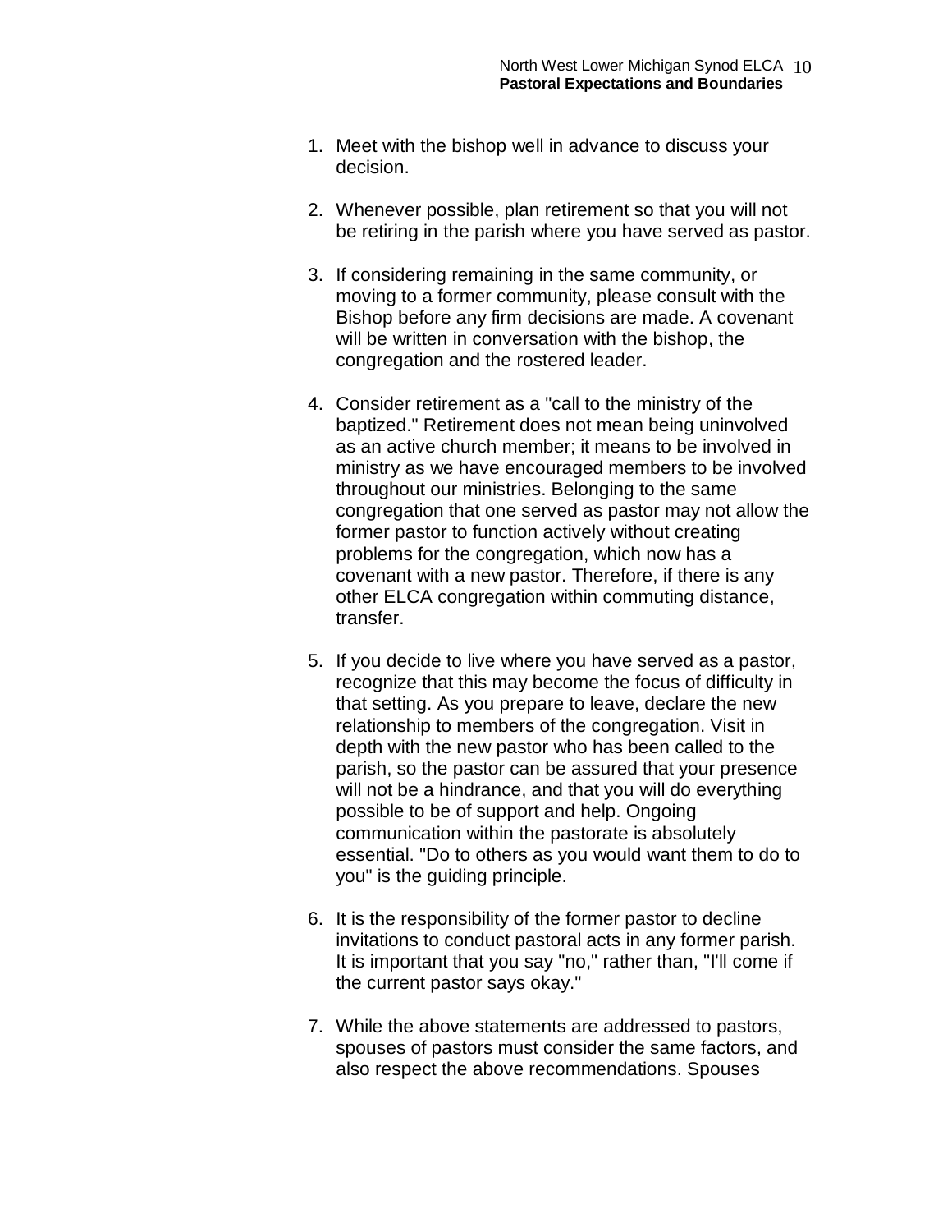1. Meet with the bishop well in advance to discuss your decision.

2. Whenever possible, plan retirement so that you will not be retiring in the parish where you have served as pastor.

3. If considering remaining in the same community, or moving to a former community, please consult with the Bishop before any firm decisions are made. A covenant will be written in conversation with the bishop, the congregation and the rostered leader.

4. Consider retirement as a "call to the ministry of the baptized." Retirement does not mean being uninvolved as an active church member; it means to be involved in ministry as we have encouraged members to be involved throughout our ministries. Belonging to the same congregation that one served as pastor may not allow the former pastor to function actively without creating problems for the congregation, which now has a covenant with a new pastor. Therefore, if there is any other ELCA congregation within commuting distance, transfer.

5. If you decide to live where you have served as a pastor, recognize that this may become the focus of difficulty in that setting. As you prepare to leave, declare the new relationship to members of the congregation. Visit in depth with the new pastor who has been called to the parish, so the pastor can be assured that your presence will not be a hindrance, and that you will do everything possible to be of support and help. Ongoing communication within the pastorate is absolutely essential. "Do to others as you would want them to do to you" is the guiding principle.

6. It is the responsibility of the former pastor to decline invitations to conduct pastoral acts in any former parish. It is important that you say "no," rather than, "I'll come if the current pastor says okay."

7. While the above statements are addressed to pastors, spouses of pastors must consider the same factors, and also respect the above recommendations. Spouses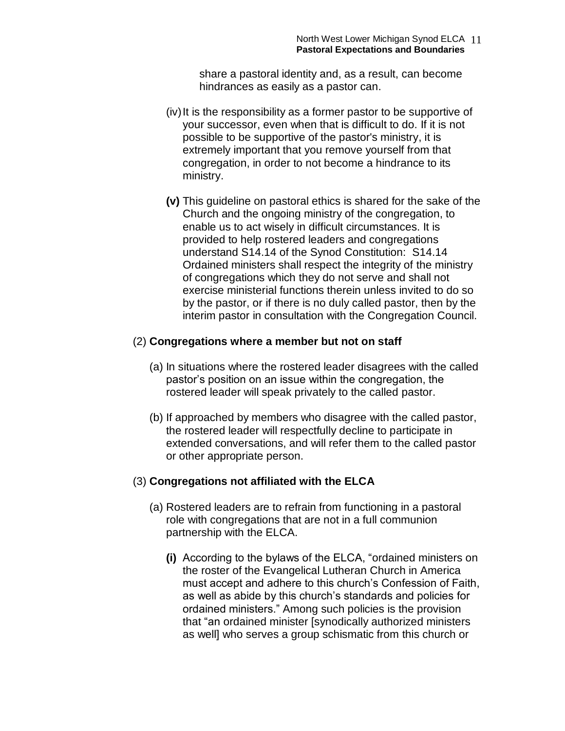share a pastoral identity and, as a result, can become hindrances as easily as a pastor can.

(iv) It is the responsibility as a former pastor to be supportive of your successor, even when that is difficult to do. If it is not possible to be supportive of the pastor's ministry, it is extremely important that you remove yourself from that congregation, in order to not become a hindrance to its ministry.

**(v)** This guideline on pastoral ethics is shared for the sake of the Church and the ongoing ministry of the congregation, to enable us to act wisely in difficult circumstances. It is provided to help rostered leaders and congregations understand S14.14 of the Synod Constitution: S14.14 Ordained ministers shall respect the integrity of the ministry of congregations which they do not serve and shall not exercise ministerial functions therein unless invited to do so by the pastor, or if there is no duly called pastor, then by the interim pastor in consultation with the Congregation Council.

(2) **Congregations where a member but not on staff**

(a) In situations where the rostered leader disagrees with the called pastor's position on an issue within the congregation, the rostered leader will speak privately to the called pastor.

(b) If approached by members who disagree with the called pastor, the rostered leader will respectfully decline to participate in extended conversations, and will refer them to the called pastor or other appropriate person.

(3) **Congregations not affiliated with the ELCA**

(a) Rostered leaders are to refrain from functioning in a pastoral role with congregations that are not in a full communion partnership with the ELCA.

**(i)** According to the bylaws of the ELCA, "ordained ministers on the roster of the Evangelical Lutheran Church in America must accept and adhere to this church's Confession of Faith, as well as abide by this church's standards and policies for ordained ministers." Among such policies is the provision that "an ordained minister [synodically authorized ministers as well] who serves a group schismatic from this church or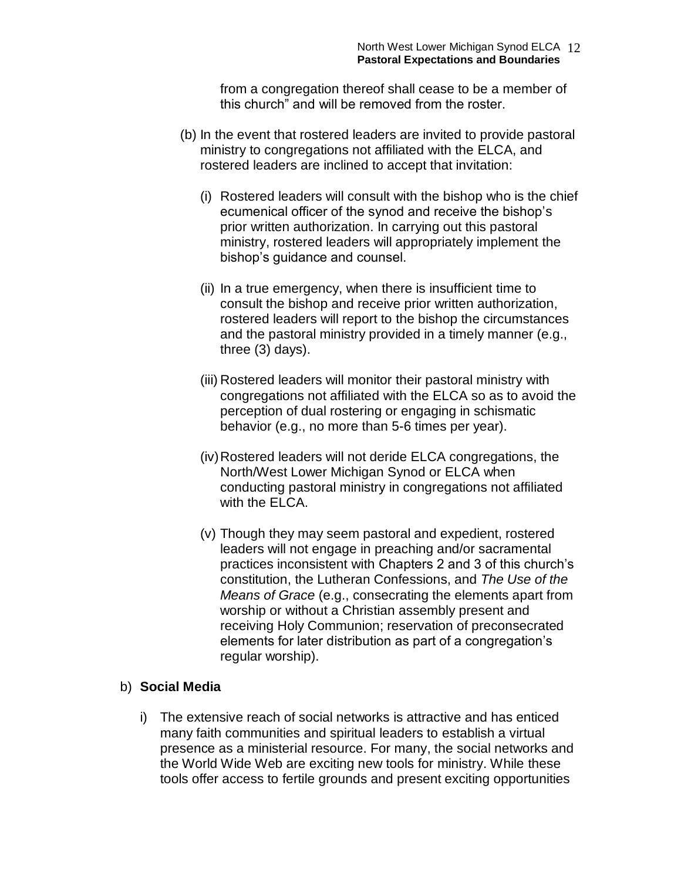from a congregation thereof shall cease to be a member of this church" and will be removed from the roster.

(b) In the event that rostered leaders are invited to provide pastoral ministry to congregations not affiliated with the ELCA, and rostered leaders are inclined to accept that invitation:

(i) Rostered leaders will consult with the bishop who is the chief ecumenical officer of the synod and receive the bishop's prior written authorization. In carrying out this pastoral ministry, rostered leaders will appropriately implement the bishop's guidance and counsel.

(ii) In a true emergency, when there is insufficient time to consult the bishop and receive prior written authorization, rostered leaders will report to the bishop the circumstances and the pastoral ministry provided in a timely manner (e.g., three (3) days).

(iii) Rostered leaders will monitor their pastoral ministry with congregations not affiliated with the ELCA so as to avoid the perception of dual rostering or engaging in schismatic behavior (e.g., no more than 5-6 times per year).

(iv) Rostered leaders will not deride ELCA congregations, the North/West Lower Michigan Synod or ELCA when conducting pastoral ministry in congregations not affiliated with the ELCA.

(v) Though they may seem pastoral and expedient, rostered leaders will not engage in preaching and/or sacramental practices inconsistent with Chapters 2 and 3 of this church's constitution, the Lutheran Confessions, and *The Use of the Means of Grace* (e.g., consecrating the elements apart from worship or without a Christian assembly present and receiving Holy Communion; reservation of preconsecrated elements for later distribution as part of a congregation's regular worship).

b) **Social Media**

i) The extensive reach of social networks is attractive and has enticed many faith communities and spiritual leaders to establish a virtual presence as a ministerial resource. For many, the social networks and the World Wide Web are exciting new tools for ministry. While these tools offer access to fertile grounds and present exciting opportunities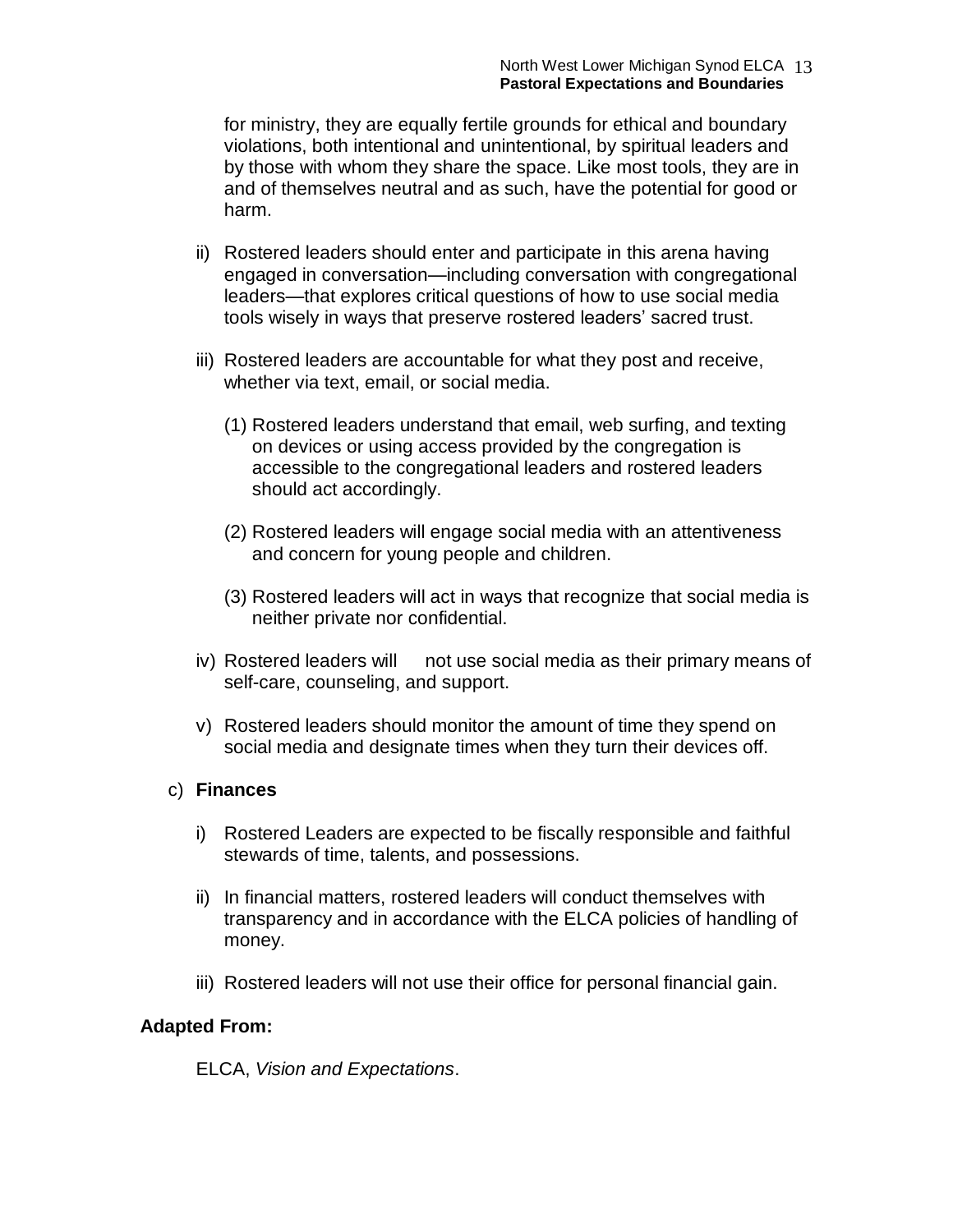for ministry, they are equally fertile grounds for ethical and boundary violations, both intentional and unintentional, by spiritual leaders and by those with whom they share the space. Like most tools, they are in and of themselves neutral and as such, have the potential for good or harm.

ii) Rostered leaders should enter and participate in this arena having engaged in conversation—including conversation with congregational leaders—that explores critical questions of how to use social media tools wisely in ways that preserve rostered leaders' sacred trust.

iii) Rostered leaders are accountable for what they post and receive, whether via text, email, or social media.

   (1) Rostered leaders understand that email, web surfing, and texting on devices or using access provided by the congregation is accessible to the congregational leaders and rostered leaders should act accordingly.

   (2) Rostered leaders will engage social media with an attentiveness and concern for young people and children.

   (3) Rostered leaders will act in ways that recognize that social media is neither private nor confidential.

iv) Rostered leaders will not use social media as their primary means of self-care, counseling, and support.

v) Rostered leaders should monitor the amount of time they spend on social media and designate times when they turn their devices off.

c) **Finances**

   i) Rostered Leaders are expected to be fiscally responsible and faithful stewards of time, talents, and possessions.

   ii) In financial matters, rostered leaders will conduct themselves with transparency and in accordance with the ELCA policies of handling of money.

   iii) Rostered leaders will not use their office for personal financial gain.

**Adapted From:**

ELCA, *Vision and Expectations*.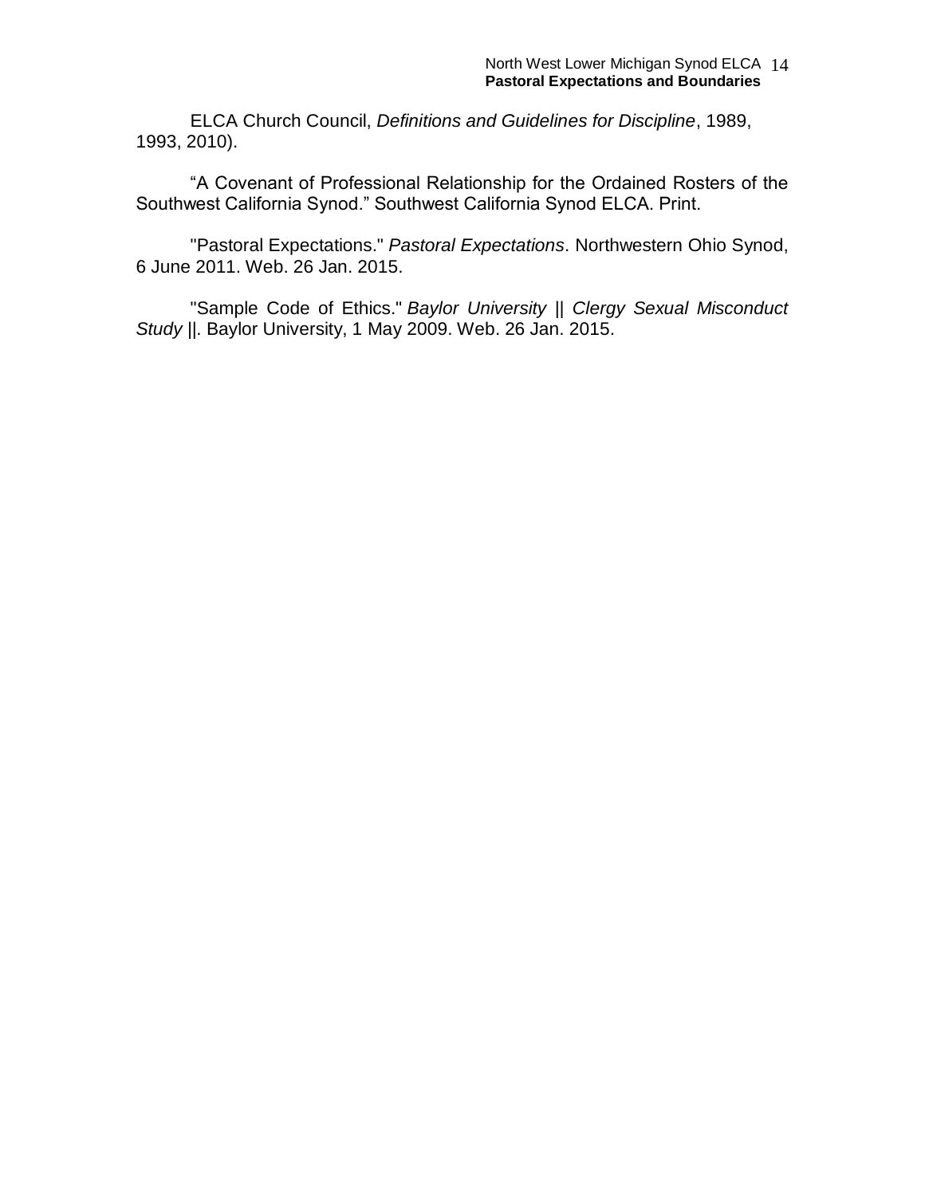ELCA Church Council, *Definitions and Guidelines for Discipline*, 1989, 1993, 2010).

“A Covenant of Professional Relationship for the Ordained Rosters of the Southwest California Synod.” Southwest California Synod ELCA. Print.

"Pastoral Expectations." *Pastoral Expectations*. Northwestern Ohio Synod, 6 June 2011. Web. 26 Jan. 2015.

"Sample Code of Ethics." *Baylor University || Clergy Sexual Misconduct Study ||*. Baylor University, 1 May 2009. Web. 26 Jan. 2015.